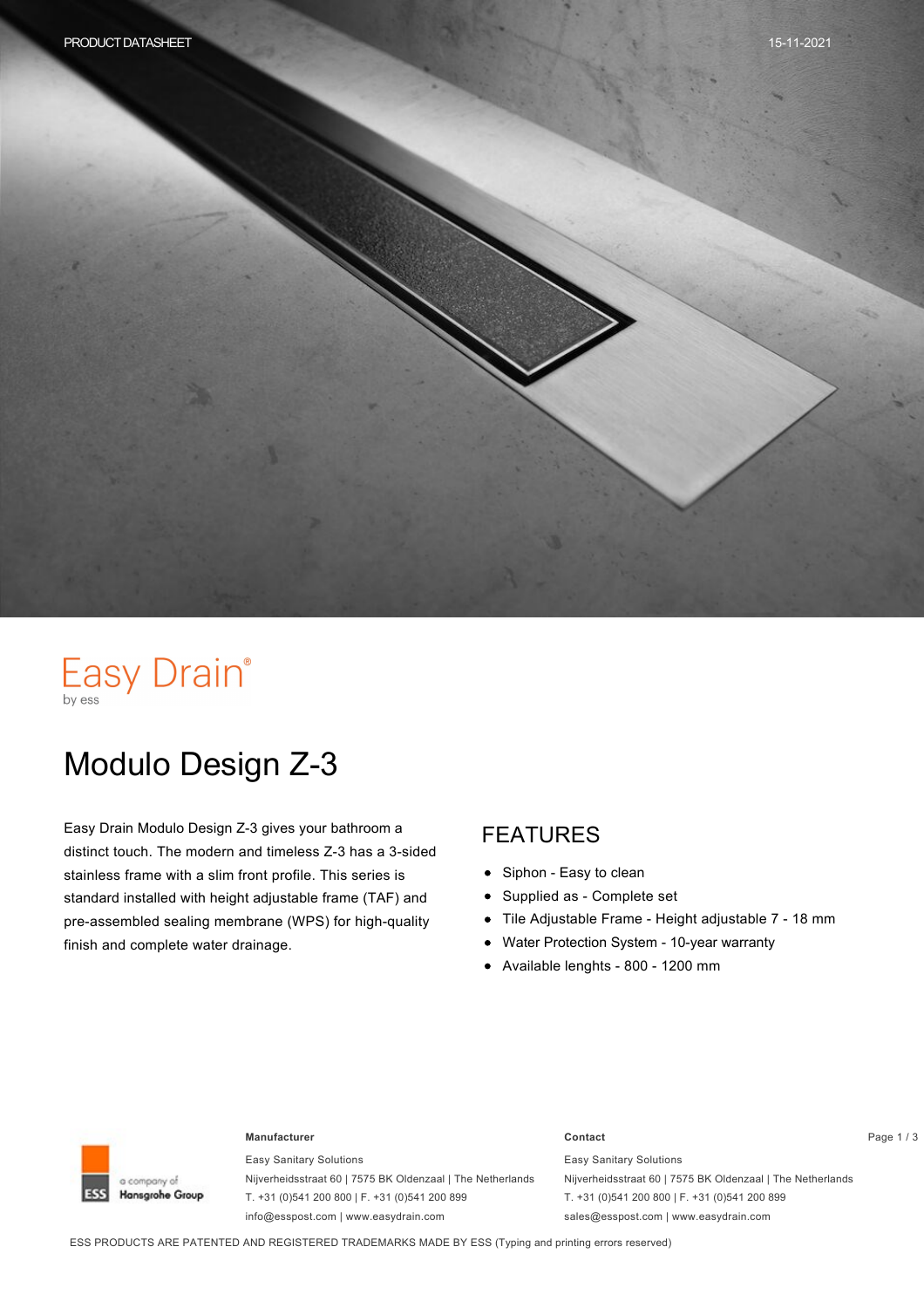Easy Drain®
by ess

# Modulo Design Z-3

Easy Drain Modulo Design Z-3 gives your bathroom a distinct touch. The modern and timeless Z-3 has a 3-sided stainless frame with a slim front profile. This series is standard installed with height adjustable frame (TAF) and pre-assembled sealing membrane (WPS) for high-quality finish and complete water drainage.

## FEATURES

- Siphon - Easy to clean
- Supplied as - Complete set
- Tile Adjustable Frame - Height adjustable 7 - 18 mm
- Water Protection System - 10-year warranty
- Available lenghts - 800 - 1200 mm

**Manufacturer**

Easy Sanitary Solutions
Nijverheidsstraat 60 | 7575 BK Oldenzaal | The Netherlands
T. +31 (0)541 200 800 | F. +31 (0)541 200 899
info@esspost.com | www.easydrain.com

**Contact**

Easy Sanitary Solutions
Nijverheidsstraat 60 | 7575 BK Oldenzaal | The Netherlands
T. +31 (0)541 200 800 | F. +31 (0)541 200 899
sales@esspost.com | www.easydrain.com

ESS PRODUCTS ARE PATENTED AND REGISTERED TRADEMARKS MADE BY ESS (Typing and printing errors reserved)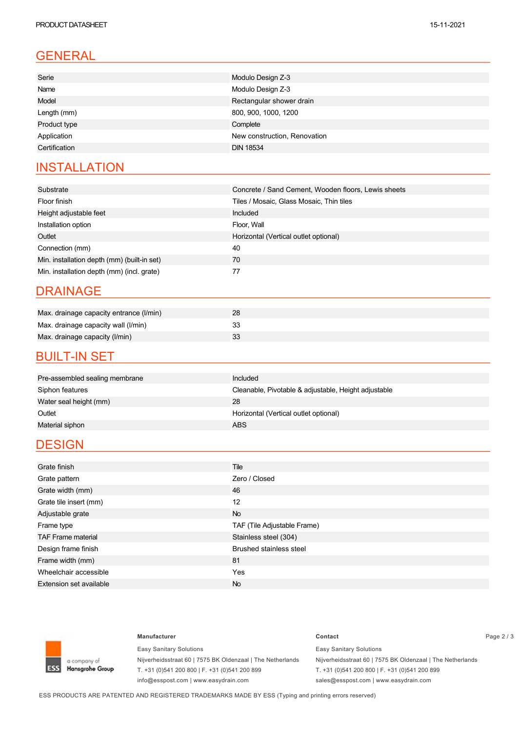## GENERAL

| | |
|---|---|
| Serie | Modulo Design Z-3 |
| Name | Modulo Design Z-3 |
| Model | Rectangular shower drain |
| Length (mm) | 800, 900, 1000, 1200 |
| Product type | Complete |
| Application | New construction, Renovation |
| Certification | DIN 18534 |

## INSTALLATION

| | |
|---|---|
| Substrate | Concrete / Sand Cement, Wooden floors, Lewis sheets |
| Floor finish | Tiles / Mosaic, Glass Mosaic, Thin tiles |
| Height adjustable feet | Included |
| Installation option | Floor, Wall |
| Outlet | Horizontal (Vertical outlet optional) |
| Connection (mm) | 40 |
| Min. installation depth (mm) (built-in set) | 70 |
| Min. installation depth (mm) (incl. grate) | 77 |

## DRAINAGE

| | |
|---|---|
| Max. drainage capacity entrance (l/min) | 28 |
| Max. drainage capacity wall (l/min) | 33 |
| Max. drainage capacity (l/min) | 33 |

## BUILT-IN SET

| | |
|---|---|
| Pre-assembled sealing membrane | Included |
| Siphon features | Cleanable, Pivotable & adjustable, Height adjustable |
| Water seal height (mm) | 28 |
| Outlet | Horizontal (Vertical outlet optional) |
| Material siphon | ABS |

## DESIGN

| | |
|---|---|
| Grate finish | Tile |
| Grate pattern | Zero / Closed |
| Grate width (mm) | 46 |
| Grate tile insert (mm) | 12 |
| Adjustable grate | No |
| Frame type | TAF (Tile Adjustable Frame) |
| TAF Frame material | Stainless steel (304) |
| Design frame finish | Brushed stainless steel |
| Frame width (mm) | 81 |
| Wheelchair accessible | Yes |
| Extension set available | No |

ESS a company of Hansgrohe Group

**Manufacturer**

Easy Sanitary Solutions
Nijverheidsstraat 60 | 7575 BK Oldenzaal | The Netherlands
T. +31 (0)541 200 800 | F. +31 (0)541 200 899
info@esspost.com | www.easydrain.com

**Contact**

Easy Sanitary Solutions
Nijverheidsstraat 60 | 7575 BK Oldenzaal | The Netherlands
T. +31 (0)541 200 800 | F. +31 (0)541 200 899
sales@esspost.com | www.easydrain.com

ESS PRODUCTS ARE PATENTED AND REGISTERED TRADEMARKS MADE BY ESS (Typing and printing errors reserved)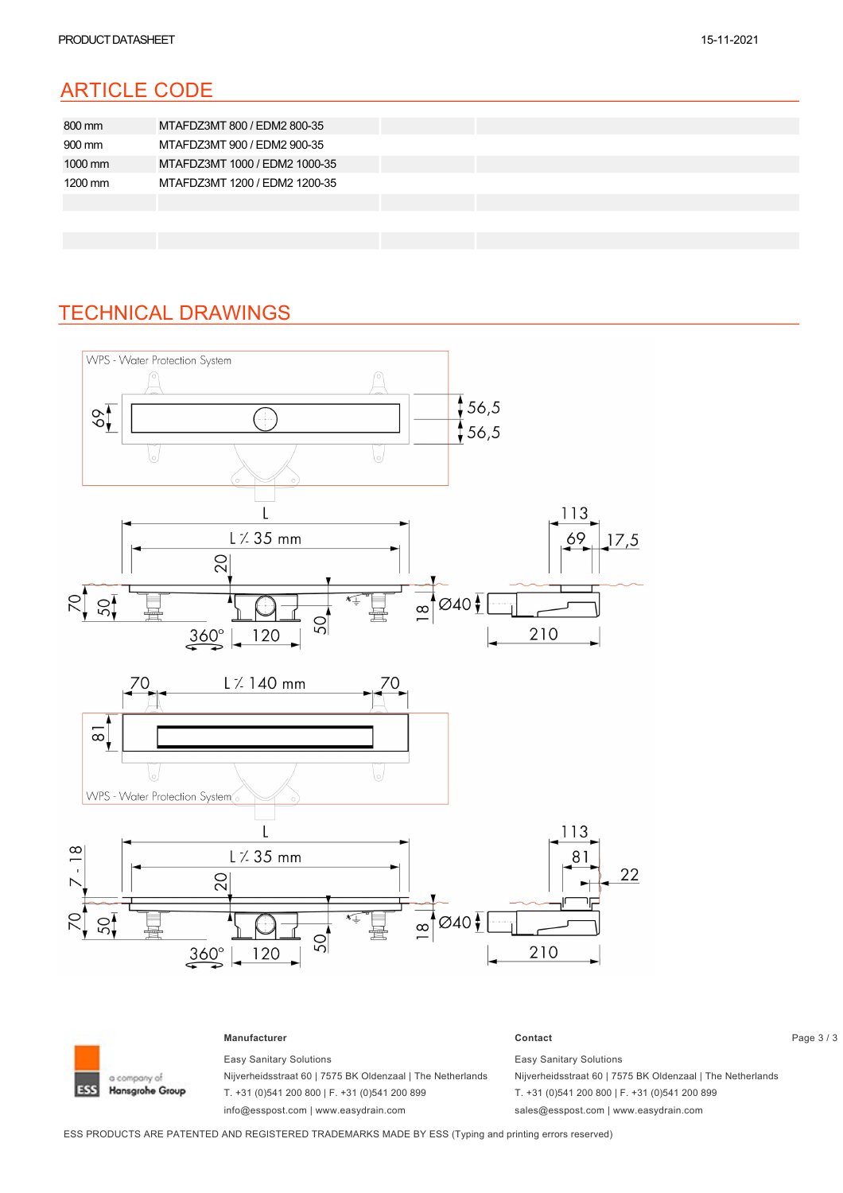## ARTICLE CODE

| | | | |
|---|---|---|---|
| 800 mm | MTAFDZ3MT 800 / EDM2 800-35 | | |
| 900 mm | MTAFDZ3MT 900 / EDM2 900-35 | | |
| 1000 mm | MTAFDZ3MT 1000 / EDM2 1000-35 | | |
| 1200 mm | MTAFDZ3MT 1200 / EDM2 1200-35 | | |
| | | | |
| | | | |

## TECHNICAL DRAWINGS

WPS - Water Protection System

69

56,5

56,5

L

L ⁄ 35 mm

20

113

69

17,5

70

50

18

Ø40

50

360°

120

210

70

L ⁄ 140 mm

70

81

WPS - Water Protection System

L

L ⁄ 35 mm

7 - 18

20

113

81

22

70

50

18

Ø40

50

360°

120

210

a company of Hansgrohe Group

**Manufacturer**

Easy Sanitary Solutions
Nijverheidsstraat 60 | 7575 BK Oldenzaal | The Netherlands
T. +31 (0)541 200 800 | F. +31 (0)541 200 899
info@esspost.com | www.easydrain.com

**Contact**

Easy Sanitary Solutions
Nijverheidsstraat 60 | 7575 BK Oldenzaal | The Netherlands
T. +31 (0)541 200 800 | F. +31 (0)541 200 899
sales@esspost.com | www.easydrain.com

ESS PRODUCTS ARE PATENTED AND REGISTERED TRADEMARKS MADE BY ESS (Typing and printing errors reserved)